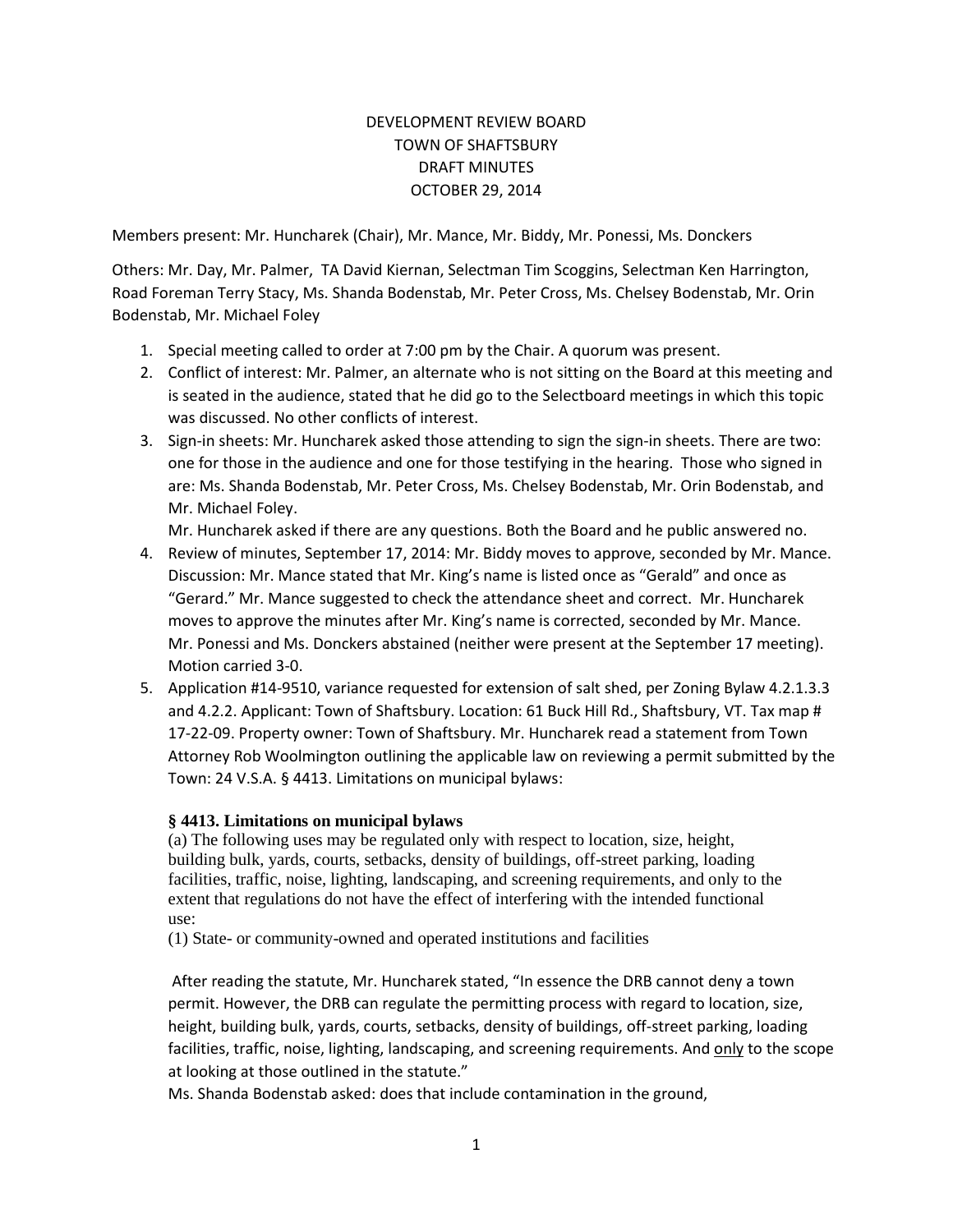DEVELOPMENT REVIEW BOARD
TOWN OF SHAFTSBURY
DRAFT MINUTES
OCTOBER 29, 2014

Members present: Mr. Huncharek (Chair), Mr. Mance, Mr. Biddy, Mr. Ponessi, Ms. Donckers

Others: Mr. Day, Mr. Palmer, TA David Kiernan, Selectman Tim Scoggins, Selectman Ken Harrington, Road Foreman Terry Stacy, Ms. Shanda Bodenstab, Mr. Peter Cross, Ms. Chelsey Bodenstab, Mr. Orin Bodenstab, Mr. Michael Foley

1. Special meeting called to order at 7:00 pm by the Chair. A quorum was present.
2. Conflict of interest: Mr. Palmer, an alternate who is not sitting on the Board at this meeting and is seated in the audience, stated that he did go to the Selectboard meetings in which this topic was discussed. No other conflicts of interest.
3. Sign-in sheets: Mr. Huncharek asked those attending to sign the sign-in sheets. There are two: one for those in the audience and one for those testifying in the hearing. Those who signed in are: Ms. Shanda Bodenstab, Mr. Peter Cross, Ms. Chelsey Bodenstab, Mr. Orin Bodenstab, and Mr. Michael Foley.
   Mr. Huncharek asked if there are any questions. Both the Board and he public answered no.
4. Review of minutes, September 17, 2014: Mr. Biddy moves to approve, seconded by Mr. Mance. Discussion: Mr. Mance stated that Mr. King's name is listed once as "Gerald" and once as "Gerard." Mr. Mance suggested to check the attendance sheet and correct. Mr. Huncharek moves to approve the minutes after Mr. King's name is corrected, seconded by Mr. Mance. Mr. Ponessi and Ms. Donckers abstained (neither were present at the September 17 meeting). Motion carried 3-0.
5. Application #14-9510, variance requested for extension of salt shed, per Zoning Bylaw 4.2.1.3.3 and 4.2.2. Applicant: Town of Shaftsbury. Location: 61 Buck Hill Rd., Shaftsbury, VT. Tax map # 17-22-09. Property owner: Town of Shaftsbury. Mr. Huncharek read a statement from Town Attorney Rob Woolmington outlining the applicable law on reviewing a permit submitted by the Town: 24 V.S.A. § 4413. Limitations on municipal bylaws:

   **§ 4413. Limitations on municipal bylaws**
   (a) The following uses may be regulated only with respect to location, size, height, building bulk, yards, courts, setbacks, density of buildings, off-street parking, loading facilities, traffic, noise, lighting, landscaping, and screening requirements, and only to the extent that regulations do not have the effect of interfering with the intended functional use:
   (1) State- or community-owned and operated institutions and facilities

   After reading the statute, Mr. Huncharek stated, "In essence the DRB cannot deny a town permit. However, the DRB can regulate the permitting process with regard to location, size, height, building bulk, yards, courts, setbacks, density of buildings, off-street parking, loading facilities, traffic, noise, lighting, landscaping, and screening requirements. And <u>only</u> to the scope at looking at those outlined in the statute."
   Ms. Shanda Bodenstab asked: does that include contamination in the ground,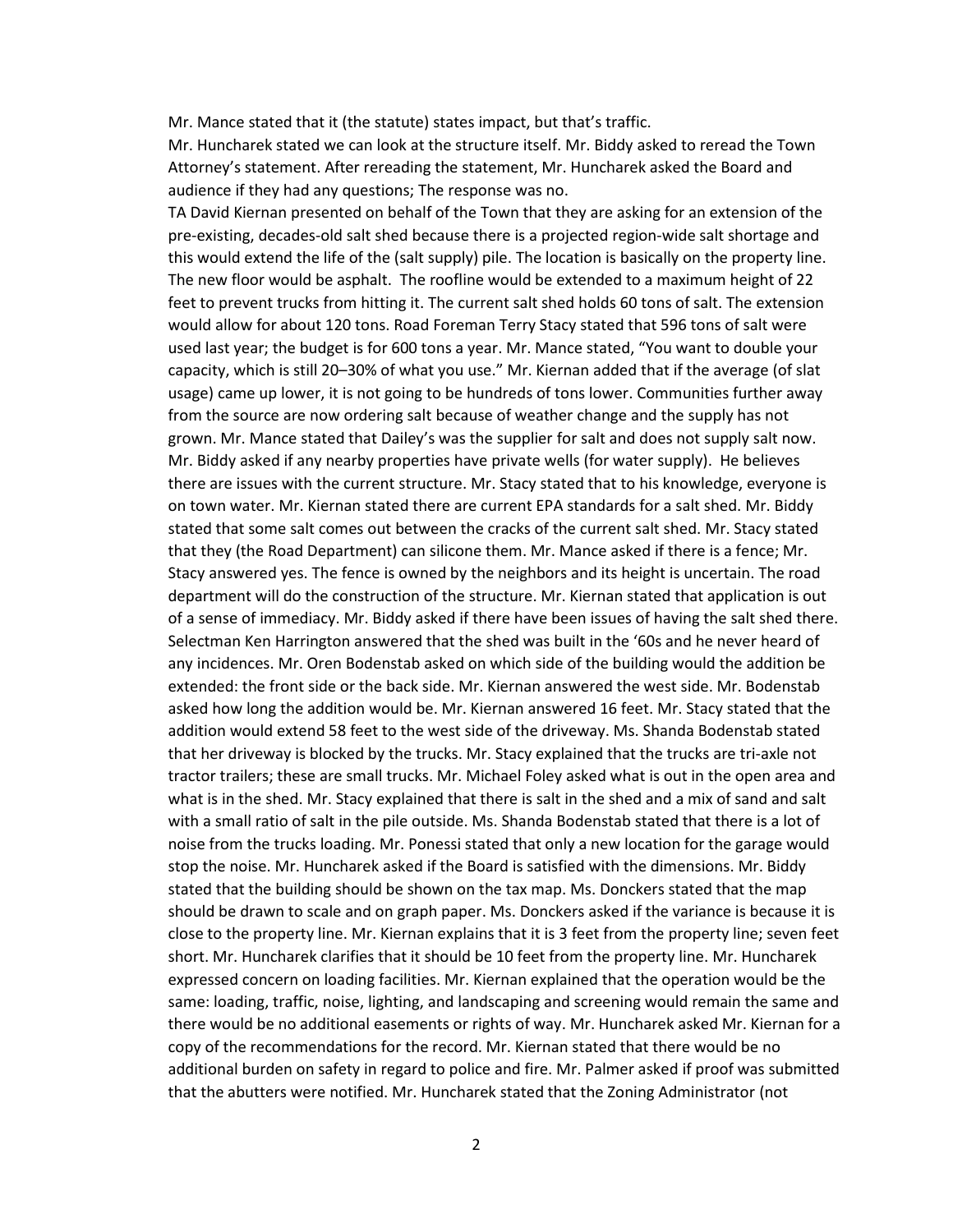Mr. Mance stated that it (the statute) states impact, but that's traffic.
Mr. Huncharek stated we can look at the structure itself. Mr. Biddy asked to reread the Town Attorney's statement. After rereading the statement, Mr. Huncharek asked the Board and audience if they had any questions; The response was no.
TA David Kiernan presented on behalf of the Town that they are asking for an extension of the pre-existing, decades-old salt shed because there is a projected region-wide salt shortage and this would extend the life of the (salt supply) pile. The location is basically on the property line. The new floor would be asphalt. The roofline would be extended to a maximum height of 22 feet to prevent trucks from hitting it. The current salt shed holds 60 tons of salt. The extension would allow for about 120 tons. Road Foreman Terry Stacy stated that 596 tons of salt were used last year; the budget is for 600 tons a year. Mr. Mance stated, "You want to double your capacity, which is still 20–30% of what you use." Mr. Kiernan added that if the average (of slat usage) came up lower, it is not going to be hundreds of tons lower. Communities further away from the source are now ordering salt because of weather change and the supply has not grown. Mr. Mance stated that Dailey's was the supplier for salt and does not supply salt now. Mr. Biddy asked if any nearby properties have private wells (for water supply). He believes there are issues with the current structure. Mr. Stacy stated that to his knowledge, everyone is on town water. Mr. Kiernan stated there are current EPA standards for a salt shed. Mr. Biddy stated that some salt comes out between the cracks of the current salt shed. Mr. Stacy stated that they (the Road Department) can silicone them. Mr. Mance asked if there is a fence; Mr. Stacy answered yes. The fence is owned by the neighbors and its height is uncertain. The road department will do the construction of the structure. Mr. Kiernan stated that application is out of a sense of immediacy. Mr. Biddy asked if there have been issues of having the salt shed there. Selectman Ken Harrington answered that the shed was built in the '60s and he never heard of any incidences. Mr. Oren Bodenstab asked on which side of the building would the addition be extended: the front side or the back side. Mr. Kiernan answered the west side. Mr. Bodenstab asked how long the addition would be. Mr. Kiernan answered 16 feet. Mr. Stacy stated that the addition would extend 58 feet to the west side of the driveway. Ms. Shanda Bodenstab stated that her driveway is blocked by the trucks. Mr. Stacy explained that the trucks are tri-axle not tractor trailers; these are small trucks. Mr. Michael Foley asked what is out in the open area and what is in the shed. Mr. Stacy explained that there is salt in the shed and a mix of sand and salt with a small ratio of salt in the pile outside. Ms. Shanda Bodenstab stated that there is a lot of noise from the trucks loading. Mr. Ponessi stated that only a new location for the garage would stop the noise. Mr. Huncharek asked if the Board is satisfied with the dimensions. Mr. Biddy stated that the building should be shown on the tax map. Ms. Donckers stated that the map should be drawn to scale and on graph paper. Ms. Donckers asked if the variance is because it is close to the property line. Mr. Kiernan explains that it is 3 feet from the property line; seven feet short. Mr. Huncharek clarifies that it should be 10 feet from the property line. Mr. Huncharek expressed concern on loading facilities. Mr. Kiernan explained that the operation would be the same: loading, traffic, noise, lighting, and landscaping and screening would remain the same and there would be no additional easements or rights of way. Mr. Huncharek asked Mr. Kiernan for a copy of the recommendations for the record. Mr. Kiernan stated that there would be no additional burden on safety in regard to police and fire. Mr. Palmer asked if proof was submitted that the abutters were notified. Mr. Huncharek stated that the Zoning Administrator (not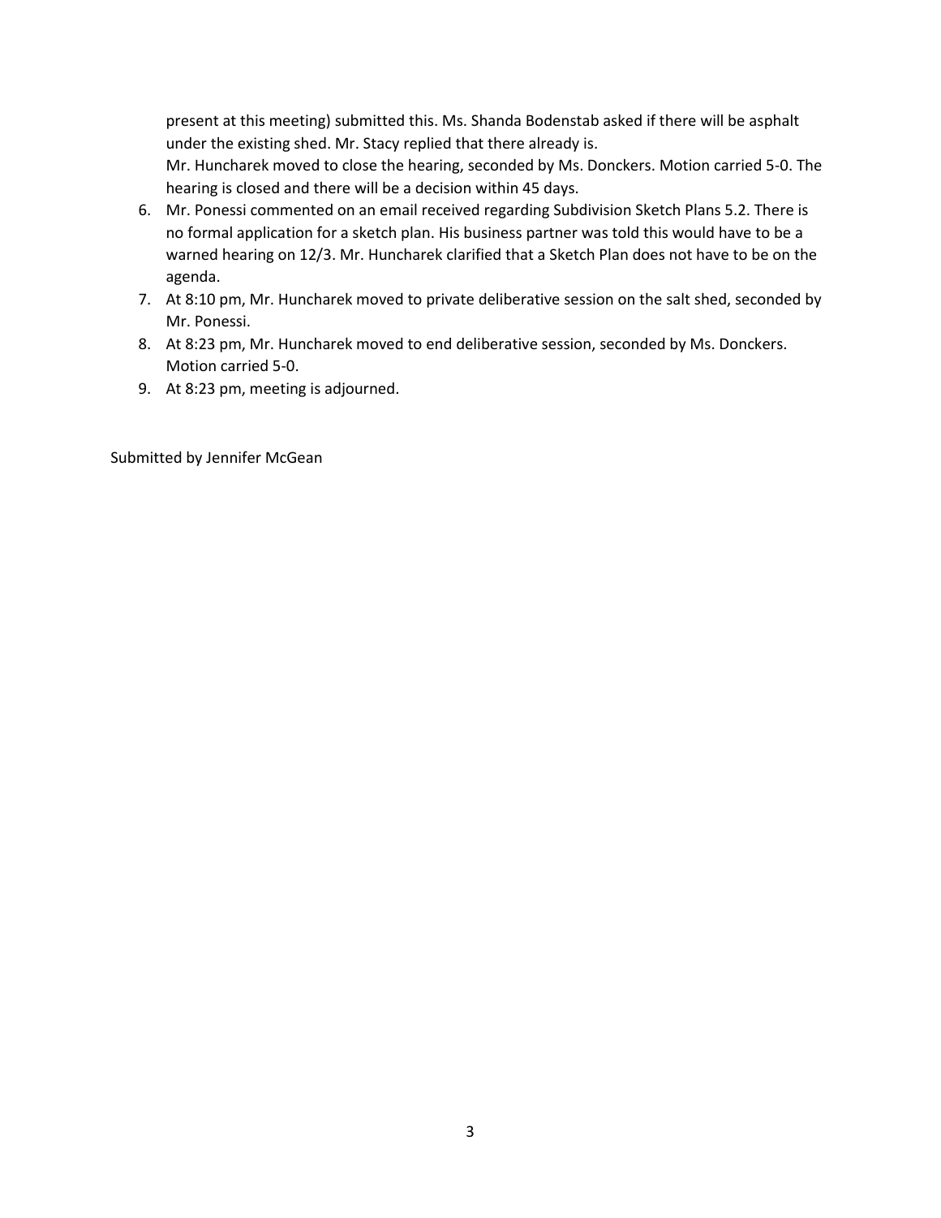present at this meeting) submitted this. Ms. Shanda Bodenstab asked if there will be asphalt under the existing shed. Mr. Stacy replied that there already is.
   Mr. Huncharek moved to close the hearing, seconded by Ms. Donckers. Motion carried 5-0. The hearing is closed and there will be a decision within 45 days.

6. Mr. Ponessi commented on an email received regarding Subdivision Sketch Plans 5.2. There is no formal application for a sketch plan. His business partner was told this would have to be a warned hearing on 12/3. Mr. Huncharek clarified that a Sketch Plan does not have to be on the agenda.
7. At 8:10 pm, Mr. Huncharek moved to private deliberative session on the salt shed, seconded by Mr. Ponessi.
8. At 8:23 pm, Mr. Huncharek moved to end deliberative session, seconded by Ms. Donckers. Motion carried 5-0.
9. At 8:23 pm, meeting is adjourned.

Submitted by Jennifer McGean